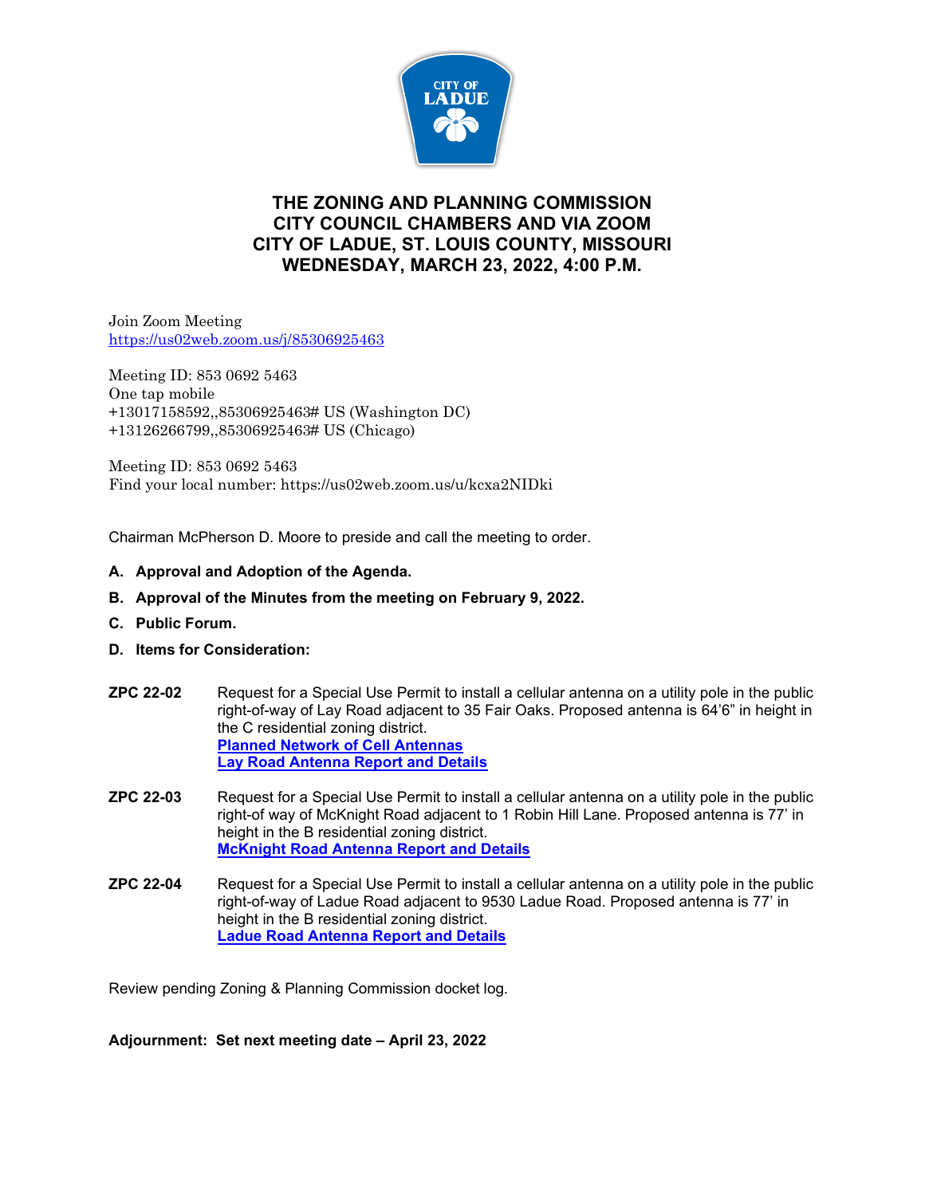# THE ZONING AND PLANNING COMMISSION
## CITY COUNCIL CHAMBERS AND VIA ZOOM
## CITY OF LADUE, ST. LOUIS COUNTY, MISSOURI
## WEDNESDAY, MARCH 23, 2022, 4:00 P.M.

Join Zoom Meeting
https://us02web.zoom.us/j/85306925463

Meeting ID: 853 0692 5463
One tap mobile
+13017158592,,85306925463# US (Washington DC)
+13126266799,,85306925463# US (Chicago)

Meeting ID: 853 0692 5463
Find your local number: https://us02web.zoom.us/u/kcxa2NIDki

Chairman McPherson D. Moore to preside and call the meeting to order.

**A. Approval and Adoption of the Agenda.**

**B. Approval of the Minutes from the meeting on February 9, 2022.**

**C. Public Forum.**

**D. Items for Consideration:**

**ZPC 22-02** Request for a Special Use Permit to install a cellular antenna on a utility pole in the public right-of-way of Lay Road adjacent to 35 Fair Oaks. Proposed antenna is 64'6" in height in the C residential zoning district.
**Planned Network of Cell Antennas**
**Lay Road Antenna Report and Details**

**ZPC 22-03** Request for a Special Use Permit to install a cellular antenna on a utility pole in the public right-of way of McKnight Road adjacent to 1 Robin Hill Lane. Proposed antenna is 77' in height in the B residential zoning district.
**McKnight Road Antenna Report and Details**

**ZPC 22-04** Request for a Special Use Permit to install a cellular antenna on a utility pole in the public right-of-way of Ladue Road adjacent to 9530 Ladue Road. Proposed antenna is 77' in height in the B residential zoning district.
**Ladue Road Antenna Report and Details**

Review pending Zoning & Planning Commission docket log.

**Adjournment: Set next meeting date – April 23, 2022**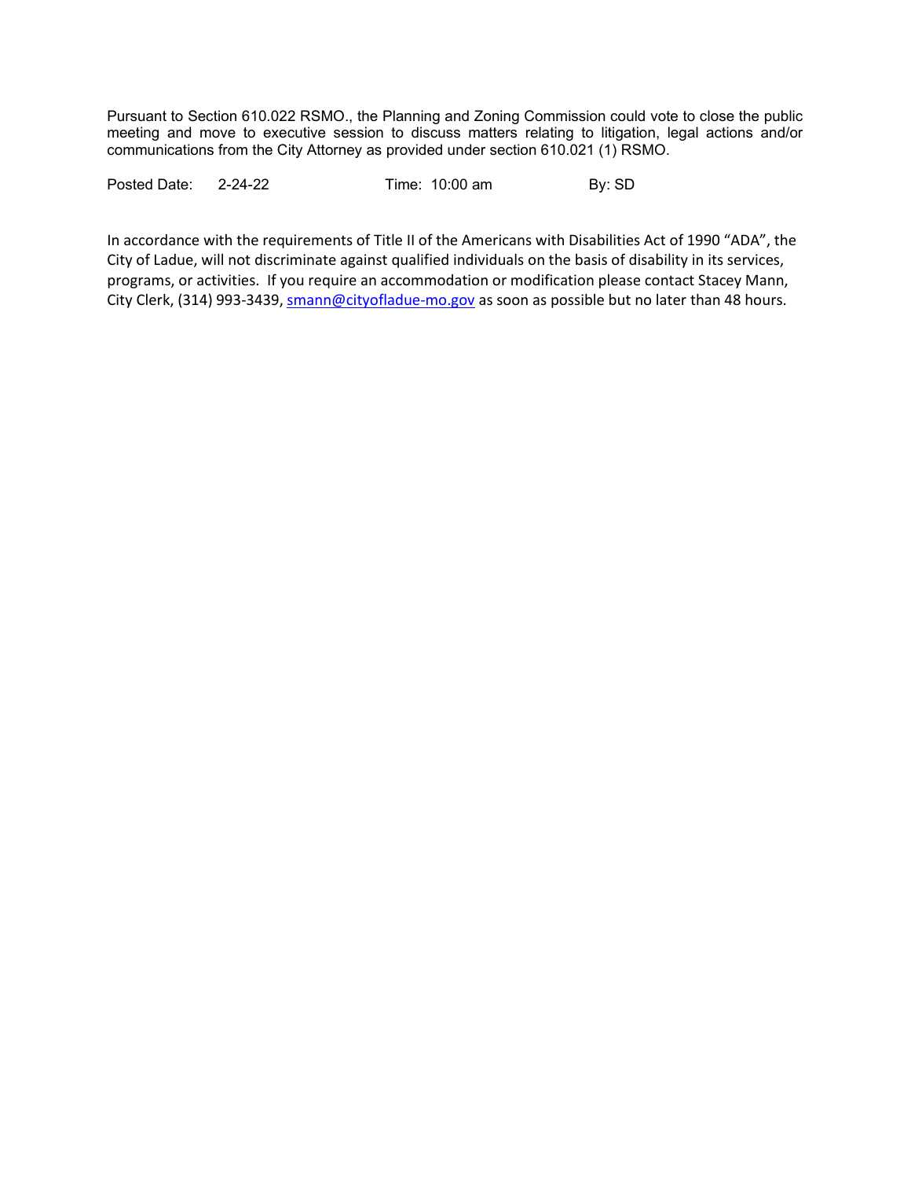Pursuant to Section 610.022 RSMO., the Planning and Zoning Commission could vote to close the public meeting and move to executive session to discuss matters relating to litigation, legal actions and/or communications from the City Attorney as provided under section 610.021 (1) RSMO.

Posted Date: 2-24-22 Time: 10:00 am By: SD

In accordance with the requirements of Title II of the Americans with Disabilities Act of 1990 "ADA", the City of Ladue, will not discriminate against qualified individuals on the basis of disability in its services, programs, or activities. If you require an accommodation or modification please contact Stacey Mann, City Clerk, (314) 993-3439, smann@cityofladue-mo.gov as soon as possible but no later than 48 hours.